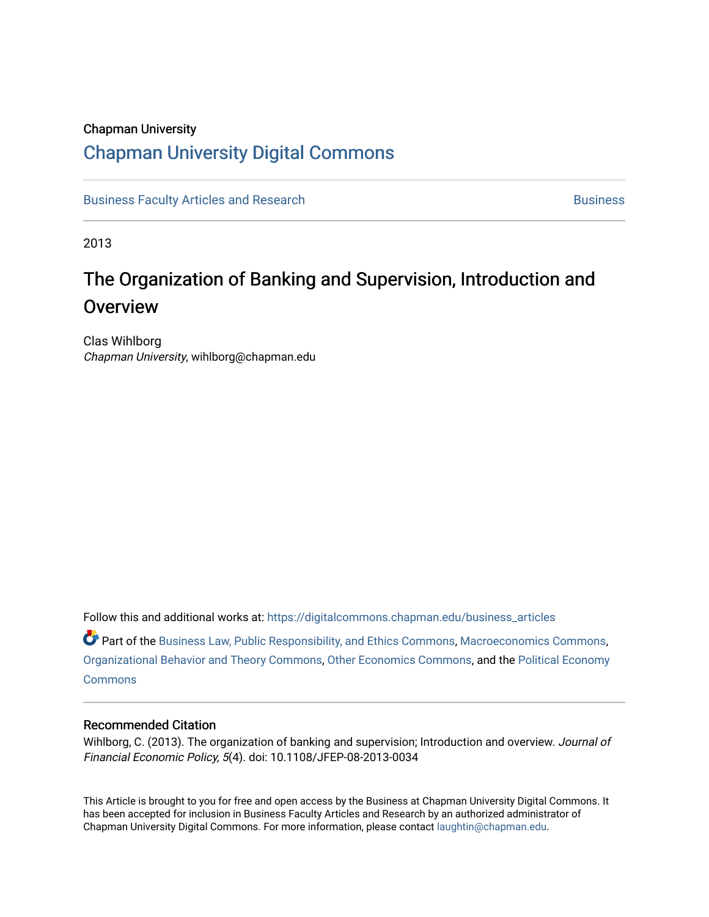Chapman University

# Chapman University Digital Commons

Business Faculty Articles and Research | Business

2013

# The Organization of Banking and Supervision, Introduction and Overview

Clas Wihlborg
*Chapman University*, wihlborg@chapman.edu

Follow this and additional works at: https://digitalcommons.chapman.edu/business_articles

Part of the Business Law, Public Responsibility, and Ethics Commons, Macroeconomics Commons, Organizational Behavior and Theory Commons, Other Economics Commons, and the Political Economy Commons

## Recommended Citation

Wihlborg, C. (2013). The organization of banking and supervision; Introduction and overview. *Journal of Financial Economic Policy, 5*(4). doi: 10.1108/JFEP-08-2013-0034

This Article is brought to you for free and open access by the Business at Chapman University Digital Commons. It has been accepted for inclusion in Business Faculty Articles and Research by an authorized administrator of Chapman University Digital Commons. For more information, please contact laughtin@chapman.edu.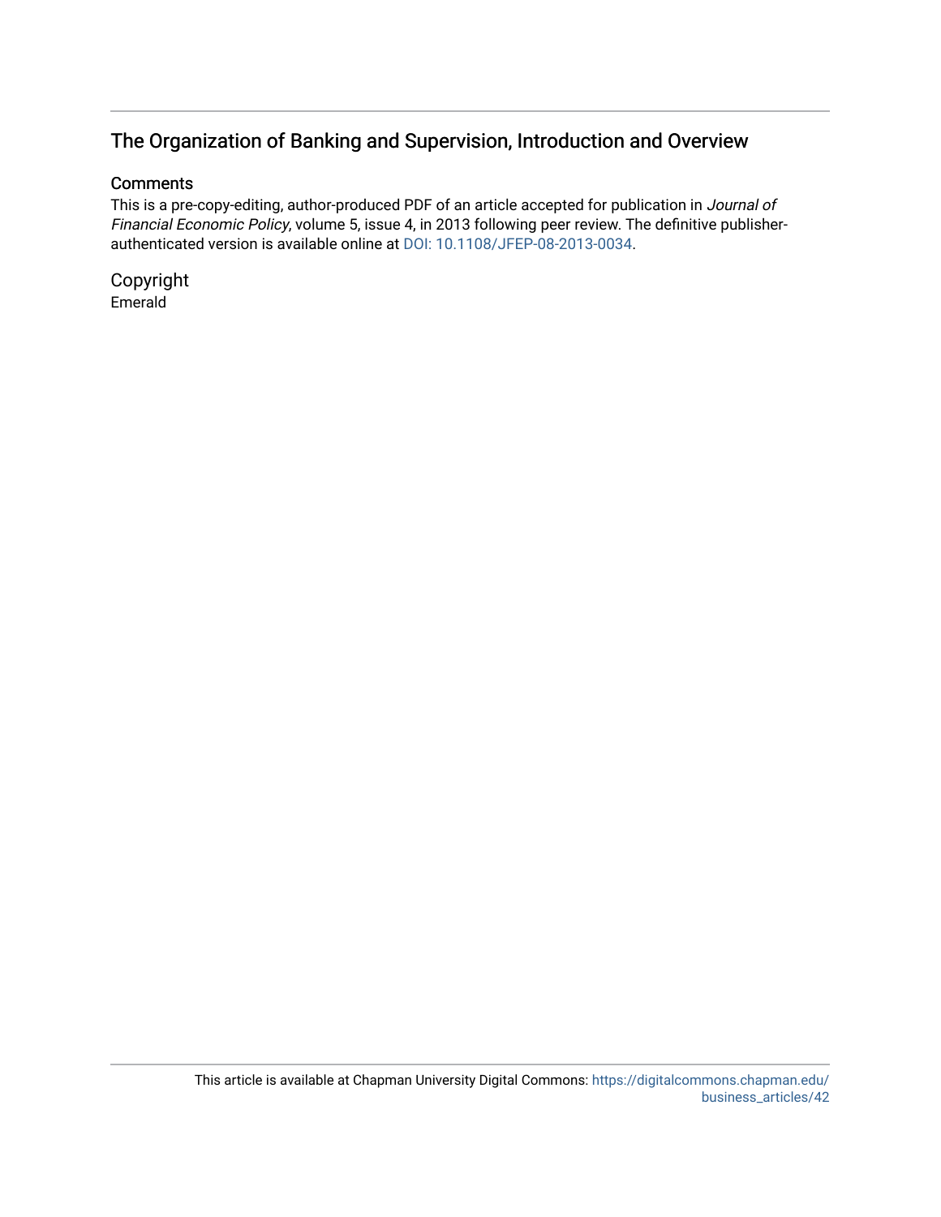## The Organization of Banking and Supervision, Introduction and Overview

### Comments

This is a pre-copy-editing, author-produced PDF of an article accepted for publication in *Journal of Financial Economic Policy*, volume 5, issue 4, in 2013 following peer review. The definitive publisher-authenticated version is available online at DOI: 10.1108/JFEP-08-2013-0034.

### Copyright

Emerald

This article is available at Chapman University Digital Commons: https://digitalcommons.chapman.edu/business_articles/42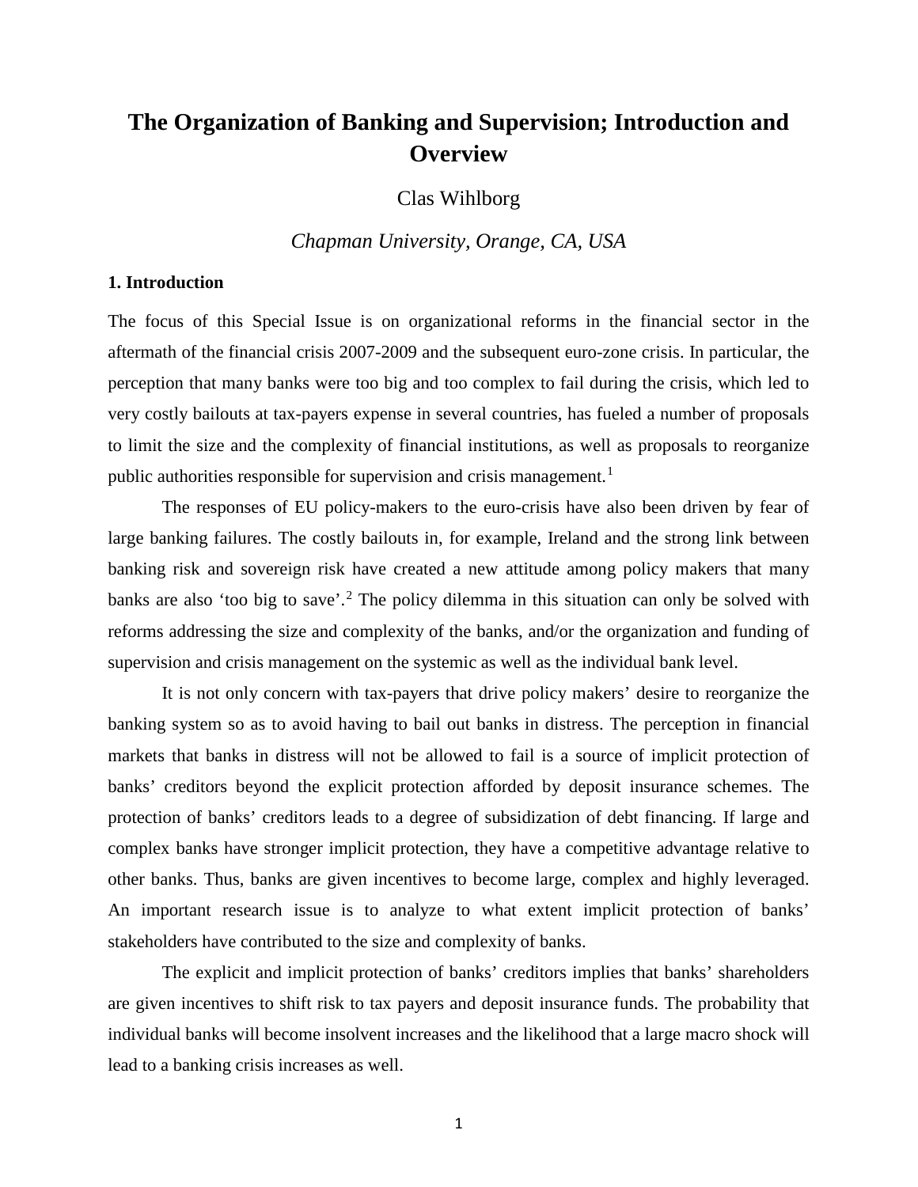# The Organization of Banking and Supervision; Introduction and Overview

Clas Wihlborg

*Chapman University, Orange, CA, USA*

## 1. Introduction

The focus of this Special Issue is on organizational reforms in the financial sector in the aftermath of the financial crisis 2007-2009 and the subsequent euro-zone crisis. In particular, the perception that many banks were too big and too complex to fail during the crisis, which led to very costly bailouts at tax-payers expense in several countries, has fueled a number of proposals to limit the size and the complexity of financial institutions, as well as proposals to reorganize public authorities responsible for supervision and crisis management.[1]

The responses of EU policy-makers to the euro-crisis have also been driven by fear of large banking failures. The costly bailouts in, for example, Ireland and the strong link between banking risk and sovereign risk have created a new attitude among policy makers that many banks are also 'too big to save'.[2] The policy dilemma in this situation can only be solved with reforms addressing the size and complexity of the banks, and/or the organization and funding of supervision and crisis management on the systemic as well as the individual bank level.

It is not only concern with tax-payers that drive policy makers' desire to reorganize the banking system so as to avoid having to bail out banks in distress. The perception in financial markets that banks in distress will not be allowed to fail is a source of implicit protection of banks' creditors beyond the explicit protection afforded by deposit insurance schemes. The protection of banks' creditors leads to a degree of subsidization of debt financing. If large and complex banks have stronger implicit protection, they have a competitive advantage relative to other banks. Thus, banks are given incentives to become large, complex and highly leveraged. An important research issue is to analyze to what extent implicit protection of banks' stakeholders have contributed to the size and complexity of banks.

The explicit and implicit protection of banks' creditors implies that banks' shareholders are given incentives to shift risk to tax payers and deposit insurance funds. The probability that individual banks will become insolvent increases and the likelihood that a large macro shock will lead to a banking crisis increases as well.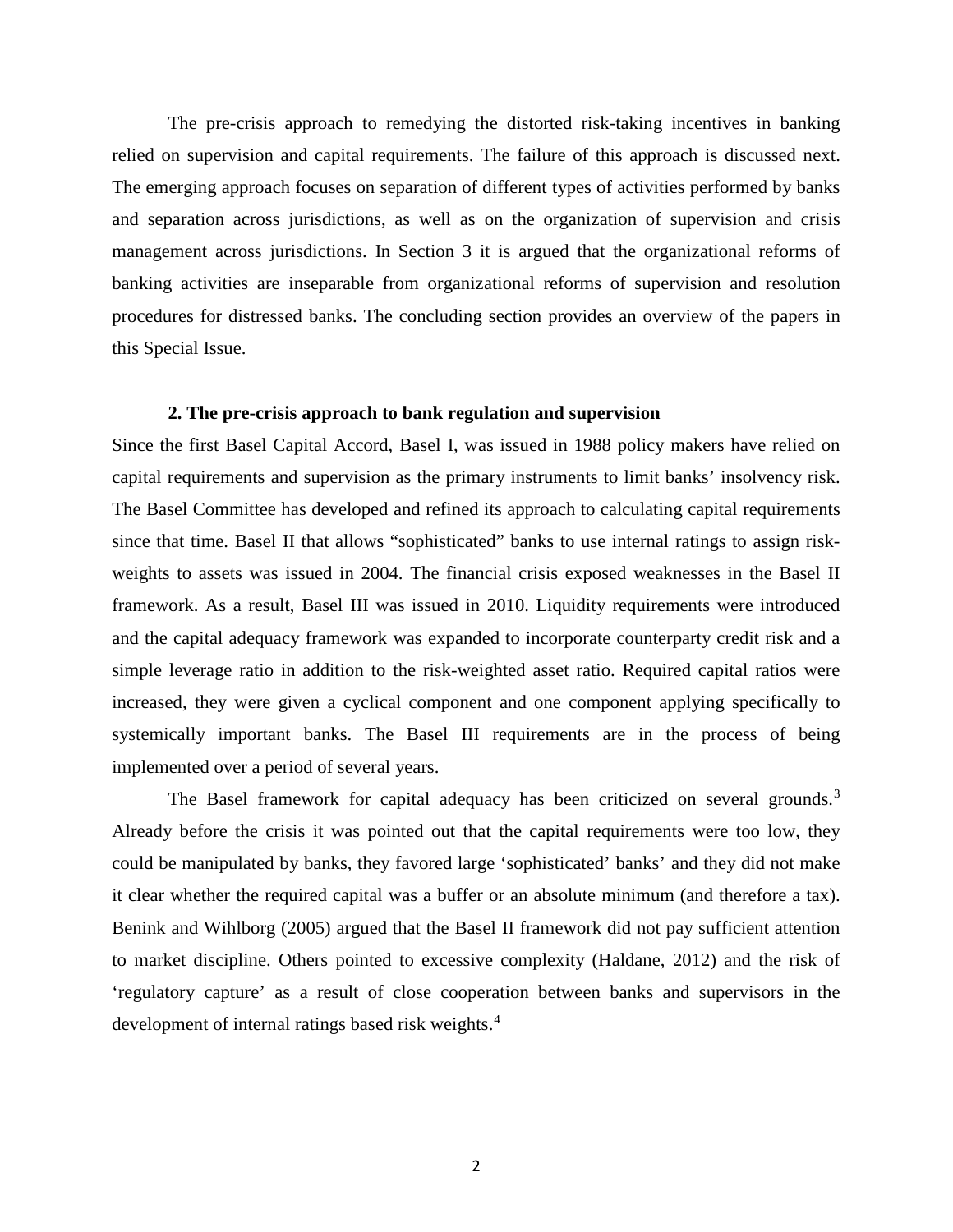The pre-crisis approach to remedying the distorted risk-taking incentives in banking relied on supervision and capital requirements. The failure of this approach is discussed next. The emerging approach focuses on separation of different types of activities performed by banks and separation across jurisdictions, as well as on the organization of supervision and crisis management across jurisdictions. In Section 3 it is argued that the organizational reforms of banking activities are inseparable from organizational reforms of supervision and resolution procedures for distressed banks. The concluding section provides an overview of the papers in this Special Issue.

## 2. The pre-crisis approach to bank regulation and supervision

Since the first Basel Capital Accord, Basel I, was issued in 1988 policy makers have relied on capital requirements and supervision as the primary instruments to limit banks' insolvency risk. The Basel Committee has developed and refined its approach to calculating capital requirements since that time. Basel II that allows "sophisticated" banks to use internal ratings to assign risk-weights to assets was issued in 2004. The financial crisis exposed weaknesses in the Basel II framework. As a result, Basel III was issued in 2010. Liquidity requirements were introduced and the capital adequacy framework was expanded to incorporate counterparty credit risk and a simple leverage ratio in addition to the risk-weighted asset ratio. Required capital ratios were increased, they were given a cyclical component and one component applying specifically to systemically important banks. The Basel III requirements are in the process of being implemented over a period of several years.

The Basel framework for capital adequacy has been criticized on several grounds.[3] Already before the crisis it was pointed out that the capital requirements were too low, they could be manipulated by banks, they favored large 'sophisticated' banks' and they did not make it clear whether the required capital was a buffer or an absolute minimum (and therefore a tax). Benink and Wihlborg (2005) argued that the Basel II framework did not pay sufficient attention to market discipline. Others pointed to excessive complexity (Haldane, 2012) and the risk of 'regulatory capture' as a result of close cooperation between banks and supervisors in the development of internal ratings based risk weights.[4]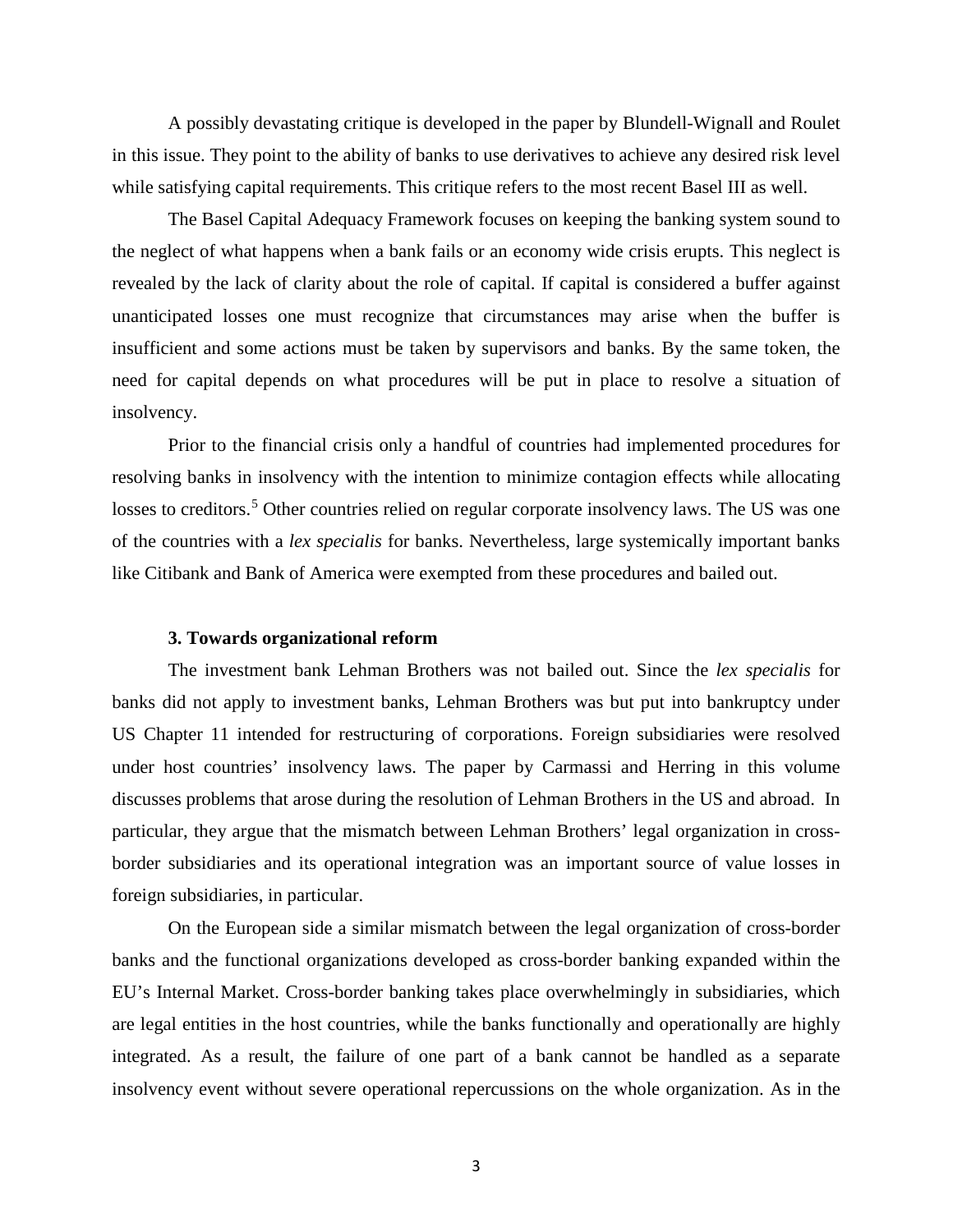A possibly devastating critique is developed in the paper by Blundell-Wignall and Roulet in this issue. They point to the ability of banks to use derivatives to achieve any desired risk level while satisfying capital requirements. This critique refers to the most recent Basel III as well.

The Basel Capital Adequacy Framework focuses on keeping the banking system sound to the neglect of what happens when a bank fails or an economy wide crisis erupts. This neglect is revealed by the lack of clarity about the role of capital. If capital is considered a buffer against unanticipated losses one must recognize that circumstances may arise when the buffer is insufficient and some actions must be taken by supervisors and banks. By the same token, the need for capital depends on what procedures will be put in place to resolve a situation of insolvency.

Prior to the financial crisis only a handful of countries had implemented procedures for resolving banks in insolvency with the intention to minimize contagion effects while allocating losses to creditors.[5] Other countries relied on regular corporate insolvency laws. The US was one of the countries with a *lex specialis* for banks. Nevertheless, large systemically important banks like Citibank and Bank of America were exempted from these procedures and bailed out.

### 3. Towards organizational reform

The investment bank Lehman Brothers was not bailed out. Since the *lex specialis* for banks did not apply to investment banks, Lehman Brothers was but put into bankruptcy under US Chapter 11 intended for restructuring of corporations. Foreign subsidiaries were resolved under host countries' insolvency laws. The paper by Carmassi and Herring in this volume discusses problems that arose during the resolution of Lehman Brothers in the US and abroad. In particular, they argue that the mismatch between Lehman Brothers' legal organization in cross-border subsidiaries and its operational integration was an important source of value losses in foreign subsidiaries, in particular.

On the European side a similar mismatch between the legal organization of cross-border banks and the functional organizations developed as cross-border banking expanded within the EU's Internal Market. Cross-border banking takes place overwhelmingly in subsidiaries, which are legal entities in the host countries, while the banks functionally and operationally are highly integrated. As a result, the failure of one part of a bank cannot be handled as a separate insolvency event without severe operational repercussions on the whole organization. As in the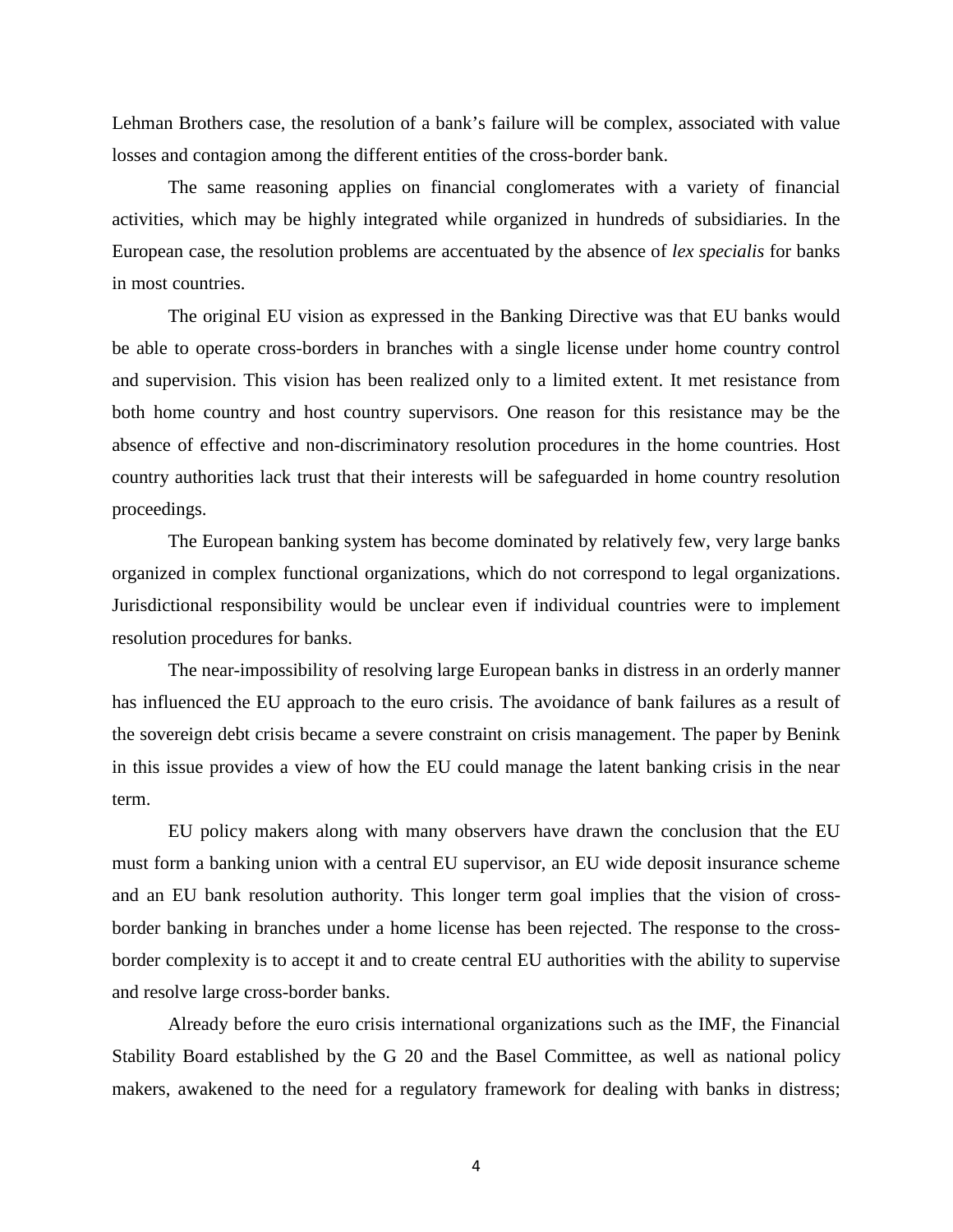Lehman Brothers case, the resolution of a bank's failure will be complex, associated with value losses and contagion among the different entities of the cross-border bank.

The same reasoning applies on financial conglomerates with a variety of financial activities, which may be highly integrated while organized in hundreds of subsidiaries. In the European case, the resolution problems are accentuated by the absence of *lex specialis* for banks in most countries.

The original EU vision as expressed in the Banking Directive was that EU banks would be able to operate cross-borders in branches with a single license under home country control and supervision. This vision has been realized only to a limited extent. It met resistance from both home country and host country supervisors. One reason for this resistance may be the absence of effective and non-discriminatory resolution procedures in the home countries. Host country authorities lack trust that their interests will be safeguarded in home country resolution proceedings.

The European banking system has become dominated by relatively few, very large banks organized in complex functional organizations, which do not correspond to legal organizations. Jurisdictional responsibility would be unclear even if individual countries were to implement resolution procedures for banks.

The near-impossibility of resolving large European banks in distress in an orderly manner has influenced the EU approach to the euro crisis. The avoidance of bank failures as a result of the sovereign debt crisis became a severe constraint on crisis management. The paper by Benink in this issue provides a view of how the EU could manage the latent banking crisis in the near term.

EU policy makers along with many observers have drawn the conclusion that the EU must form a banking union with a central EU supervisor, an EU wide deposit insurance scheme and an EU bank resolution authority. This longer term goal implies that the vision of cross-border banking in branches under a home license has been rejected. The response to the cross-border complexity is to accept it and to create central EU authorities with the ability to supervise and resolve large cross-border banks.

Already before the euro crisis international organizations such as the IMF, the Financial Stability Board established by the G 20 and the Basel Committee, as well as national policy makers, awakened to the need for a regulatory framework for dealing with banks in distress;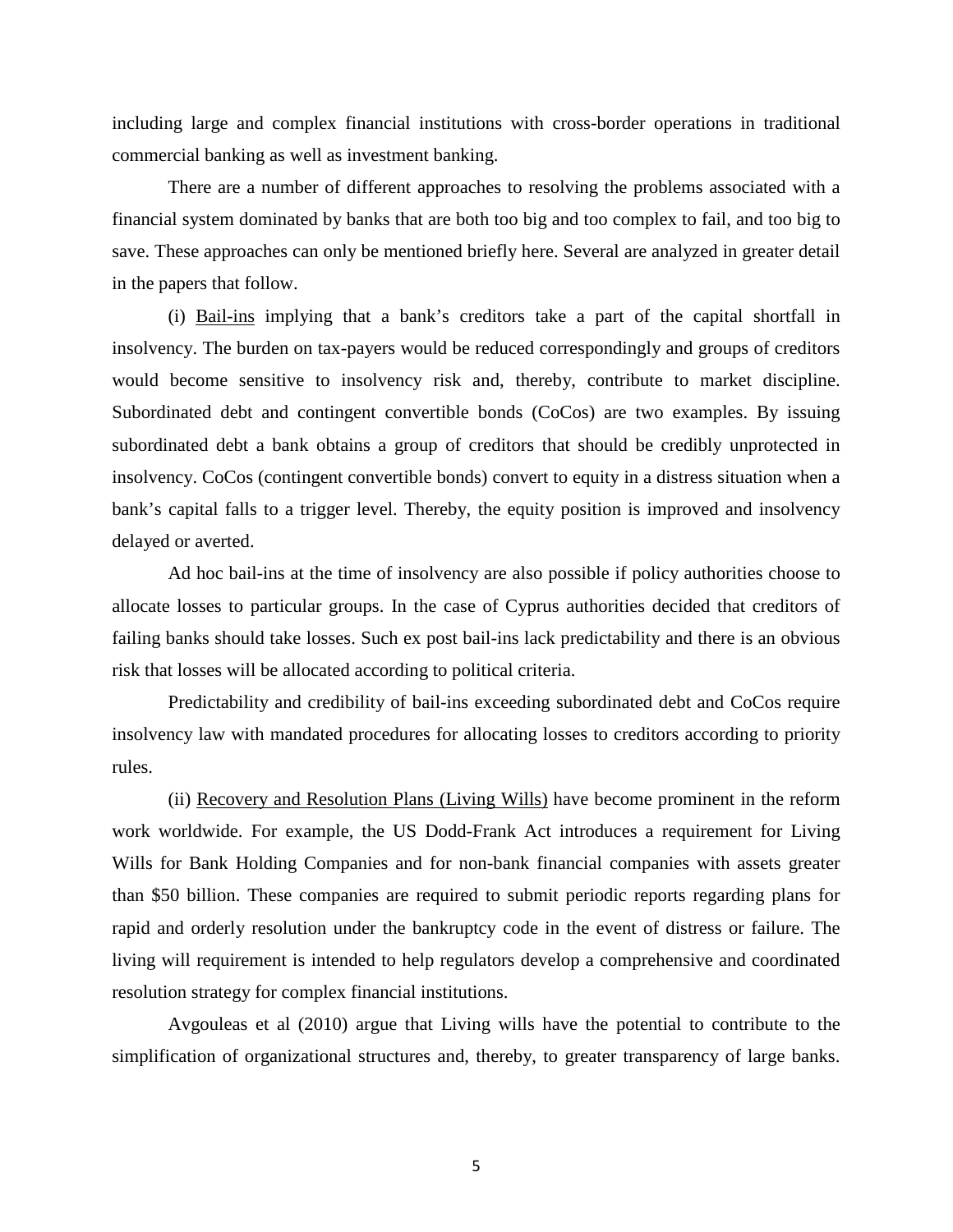including large and complex financial institutions with cross-border operations in traditional commercial banking as well as investment banking.

There are a number of different approaches to resolving the problems associated with a financial system dominated by banks that are both too big and too complex to fail, and too big to save. These approaches can only be mentioned briefly here. Several are analyzed in greater detail in the papers that follow.

(i) Bail-ins implying that a bank's creditors take a part of the capital shortfall in insolvency. The burden on tax-payers would be reduced correspondingly and groups of creditors would become sensitive to insolvency risk and, thereby, contribute to market discipline. Subordinated debt and contingent convertible bonds (CoCos) are two examples. By issuing subordinated debt a bank obtains a group of creditors that should be credibly unprotected in insolvency. CoCos (contingent convertible bonds) convert to equity in a distress situation when a bank's capital falls to a trigger level. Thereby, the equity position is improved and insolvency delayed or averted.

Ad hoc bail-ins at the time of insolvency are also possible if policy authorities choose to allocate losses to particular groups. In the case of Cyprus authorities decided that creditors of failing banks should take losses. Such ex post bail-ins lack predictability and there is an obvious risk that losses will be allocated according to political criteria.

Predictability and credibility of bail-ins exceeding subordinated debt and CoCos require insolvency law with mandated procedures for allocating losses to creditors according to priority rules.

(ii) Recovery and Resolution Plans (Living Wills) have become prominent in the reform work worldwide. For example, the US Dodd-Frank Act introduces a requirement for Living Wills for Bank Holding Companies and for non-bank financial companies with assets greater than $50 billion. These companies are required to submit periodic reports regarding plans for rapid and orderly resolution under the bankruptcy code in the event of distress or failure. The living will requirement is intended to help regulators develop a comprehensive and coordinated resolution strategy for complex financial institutions.

Avgouleas et al (2010) argue that Living wills have the potential to contribute to the simplification of organizational structures and, thereby, to greater transparency of large banks.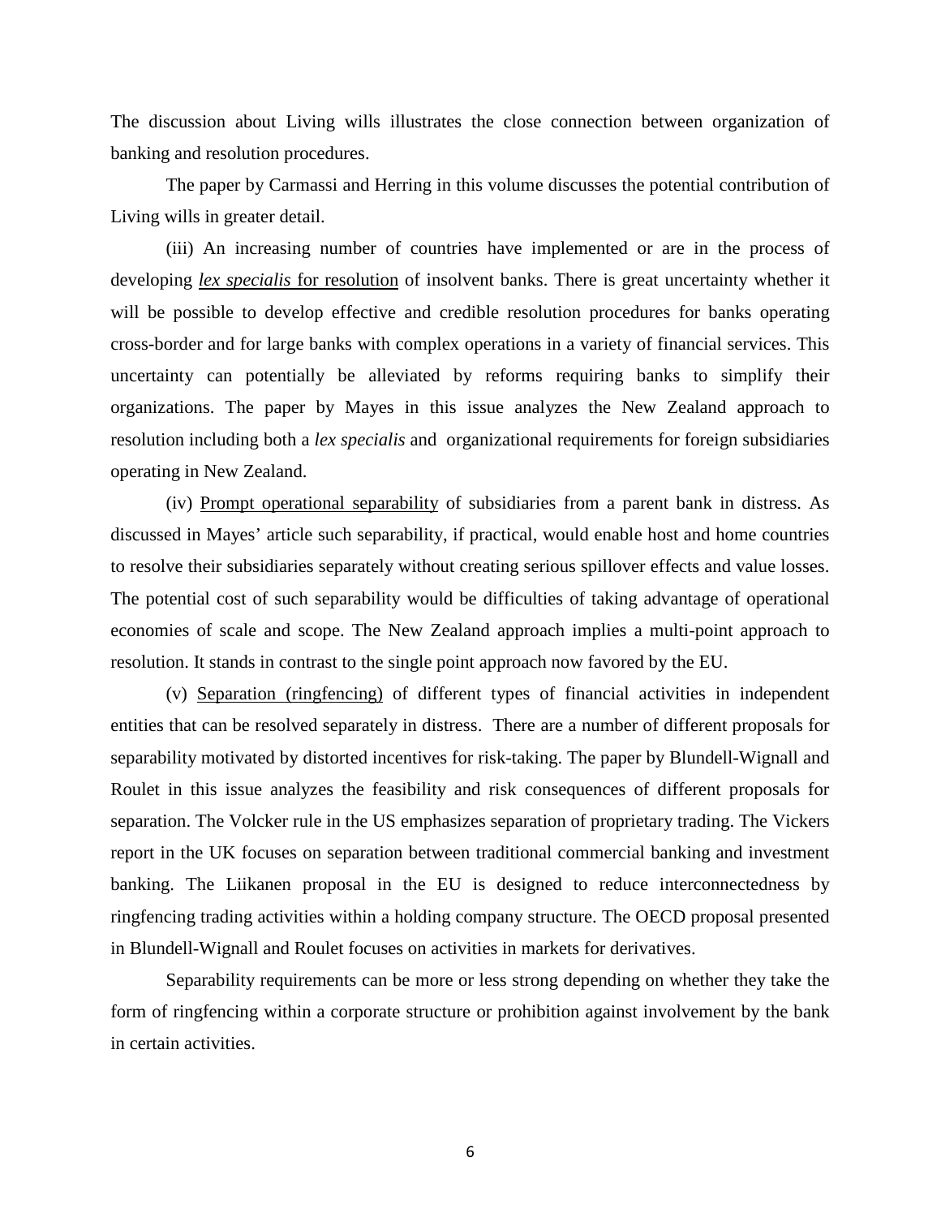The discussion about Living wills illustrates the close connection between organization of banking and resolution procedures.

The paper by Carmassi and Herring in this volume discusses the potential contribution of Living wills in greater detail.

(iii) An increasing number of countries have implemented or are in the process of developing *lex specialis* for resolution of insolvent banks. There is great uncertainty whether it will be possible to develop effective and credible resolution procedures for banks operating cross-border and for large banks with complex operations in a variety of financial services. This uncertainty can potentially be alleviated by reforms requiring banks to simplify their organizations. The paper by Mayes in this issue analyzes the New Zealand approach to resolution including both a *lex specialis* and organizational requirements for foreign subsidiaries operating in New Zealand.

(iv) Prompt operational separability of subsidiaries from a parent bank in distress. As discussed in Mayes' article such separability, if practical, would enable host and home countries to resolve their subsidiaries separately without creating serious spillover effects and value losses. The potential cost of such separability would be difficulties of taking advantage of operational economies of scale and scope. The New Zealand approach implies a multi-point approach to resolution. It stands in contrast to the single point approach now favored by the EU.

(v) Separation (ringfencing) of different types of financial activities in independent entities that can be resolved separately in distress. There are a number of different proposals for separability motivated by distorted incentives for risk-taking. The paper by Blundell-Wignall and Roulet in this issue analyzes the feasibility and risk consequences of different proposals for separation. The Volcker rule in the US emphasizes separation of proprietary trading. The Vickers report in the UK focuses on separation between traditional commercial banking and investment banking. The Liikanen proposal in the EU is designed to reduce interconnectedness by ringfencing trading activities within a holding company structure. The OECD proposal presented in Blundell-Wignall and Roulet focuses on activities in markets for derivatives.

Separability requirements can be more or less strong depending on whether they take the form of ringfencing within a corporate structure or prohibition against involvement by the bank in certain activities.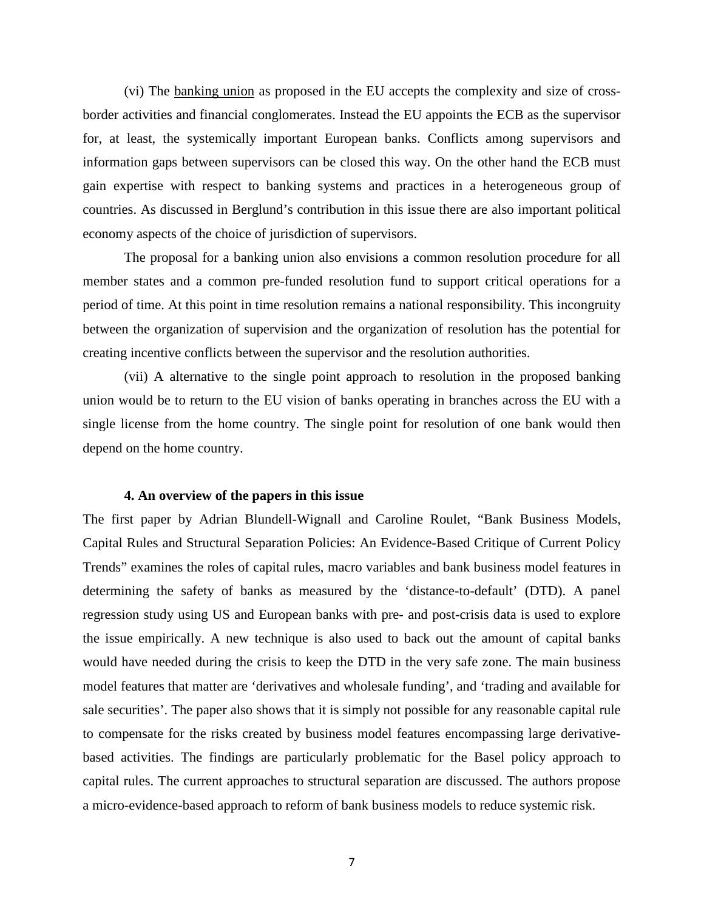(vi) The banking union as proposed in the EU accepts the complexity and size of cross-border activities and financial conglomerates. Instead the EU appoints the ECB as the supervisor for, at least, the systemically important European banks. Conflicts among supervisors and information gaps between supervisors can be closed this way. On the other hand the ECB must gain expertise with respect to banking systems and practices in a heterogeneous group of countries. As discussed in Berglund's contribution in this issue there are also important political economy aspects of the choice of jurisdiction of supervisors.

The proposal for a banking union also envisions a common resolution procedure for all member states and a common pre-funded resolution fund to support critical operations for a period of time. At this point in time resolution remains a national responsibility. This incongruity between the organization of supervision and the organization of resolution has the potential for creating incentive conflicts between the supervisor and the resolution authorities.

(vii) A alternative to the single point approach to resolution in the proposed banking union would be to return to the EU vision of banks operating in branches across the EU with a single license from the home country. The single point for resolution of one bank would then depend on the home country.

### 4. An overview of the papers in this issue

The first paper by Adrian Blundell-Wignall and Caroline Roulet, "Bank Business Models, Capital Rules and Structural Separation Policies: An Evidence-Based Critique of Current Policy Trends" examines the roles of capital rules, macro variables and bank business model features in determining the safety of banks as measured by the 'distance-to-default' (DTD). A panel regression study using US and European banks with pre- and post-crisis data is used to explore the issue empirically. A new technique is also used to back out the amount of capital banks would have needed during the crisis to keep the DTD in the very safe zone. The main business model features that matter are 'derivatives and wholesale funding', and 'trading and available for sale securities'. The paper also shows that it is simply not possible for any reasonable capital rule to compensate for the risks created by business model features encompassing large derivative-based activities. The findings are particularly problematic for the Basel policy approach to capital rules. The current approaches to structural separation are discussed. The authors propose a micro-evidence-based approach to reform of bank business models to reduce systemic risk.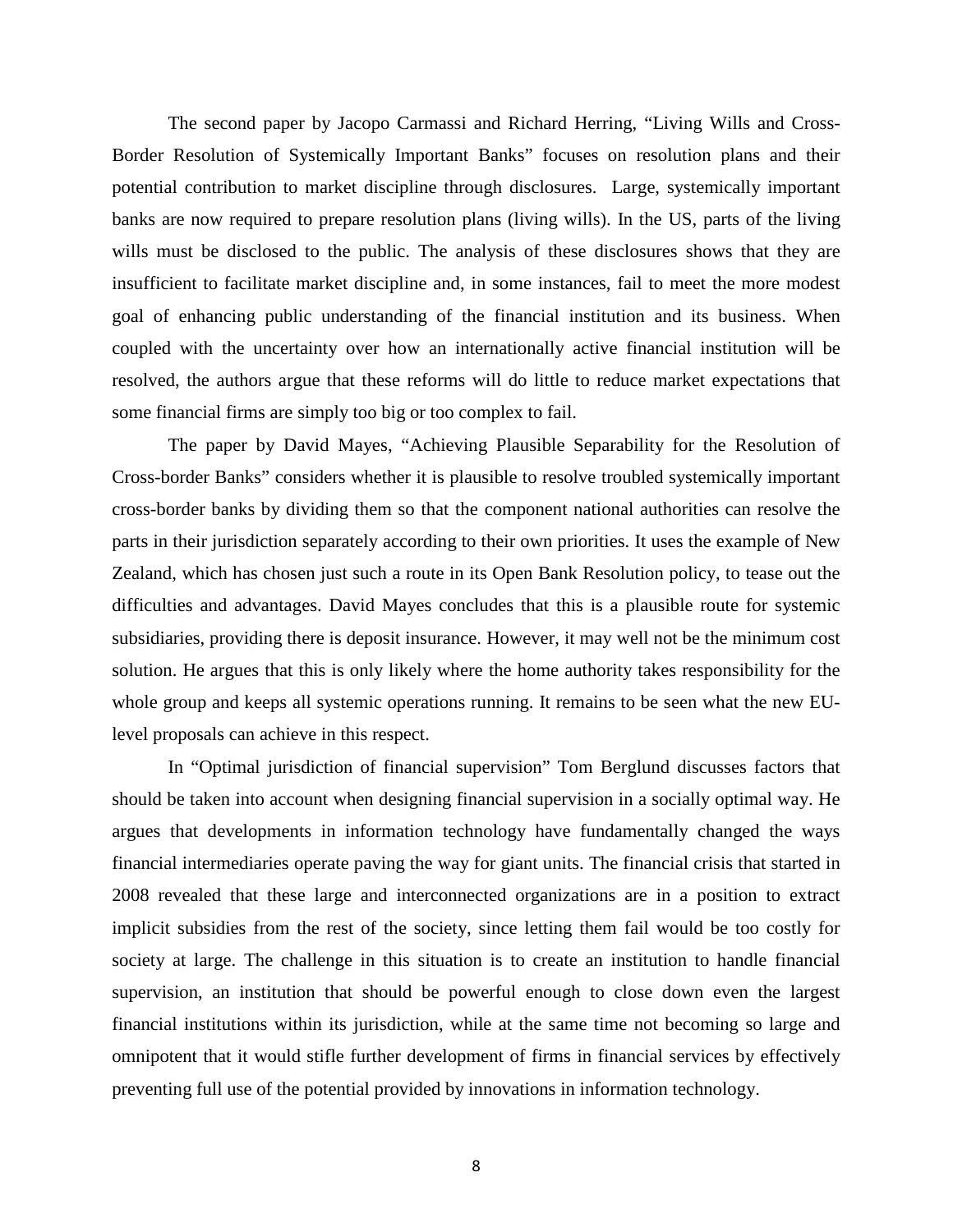The second paper by Jacopo Carmassi and Richard Herring, "Living Wills and Cross-Border Resolution of Systemically Important Banks" focuses on resolution plans and their potential contribution to market discipline through disclosures. Large, systemically important banks are now required to prepare resolution plans (living wills). In the US, parts of the living wills must be disclosed to the public. The analysis of these disclosures shows that they are insufficient to facilitate market discipline and, in some instances, fail to meet the more modest goal of enhancing public understanding of the financial institution and its business. When coupled with the uncertainty over how an internationally active financial institution will be resolved, the authors argue that these reforms will do little to reduce market expectations that some financial firms are simply too big or too complex to fail.

The paper by David Mayes, "Achieving Plausible Separability for the Resolution of Cross-border Banks" considers whether it is plausible to resolve troubled systemically important cross-border banks by dividing them so that the component national authorities can resolve the parts in their jurisdiction separately according to their own priorities. It uses the example of New Zealand, which has chosen just such a route in its Open Bank Resolution policy, to tease out the difficulties and advantages. David Mayes concludes that this is a plausible route for systemic subsidiaries, providing there is deposit insurance. However, it may well not be the minimum cost solution. He argues that this is only likely where the home authority takes responsibility for the whole group and keeps all systemic operations running. It remains to be seen what the new EU-level proposals can achieve in this respect.

In "Optimal jurisdiction of financial supervision" Tom Berglund discusses factors that should be taken into account when designing financial supervision in a socially optimal way. He argues that developments in information technology have fundamentally changed the ways financial intermediaries operate paving the way for giant units. The financial crisis that started in 2008 revealed that these large and interconnected organizations are in a position to extract implicit subsidies from the rest of the society, since letting them fail would be too costly for society at large. The challenge in this situation is to create an institution to handle financial supervision, an institution that should be powerful enough to close down even the largest financial institutions within its jurisdiction, while at the same time not becoming so large and omnipotent that it would stifle further development of firms in financial services by effectively preventing full use of the potential provided by innovations in information technology.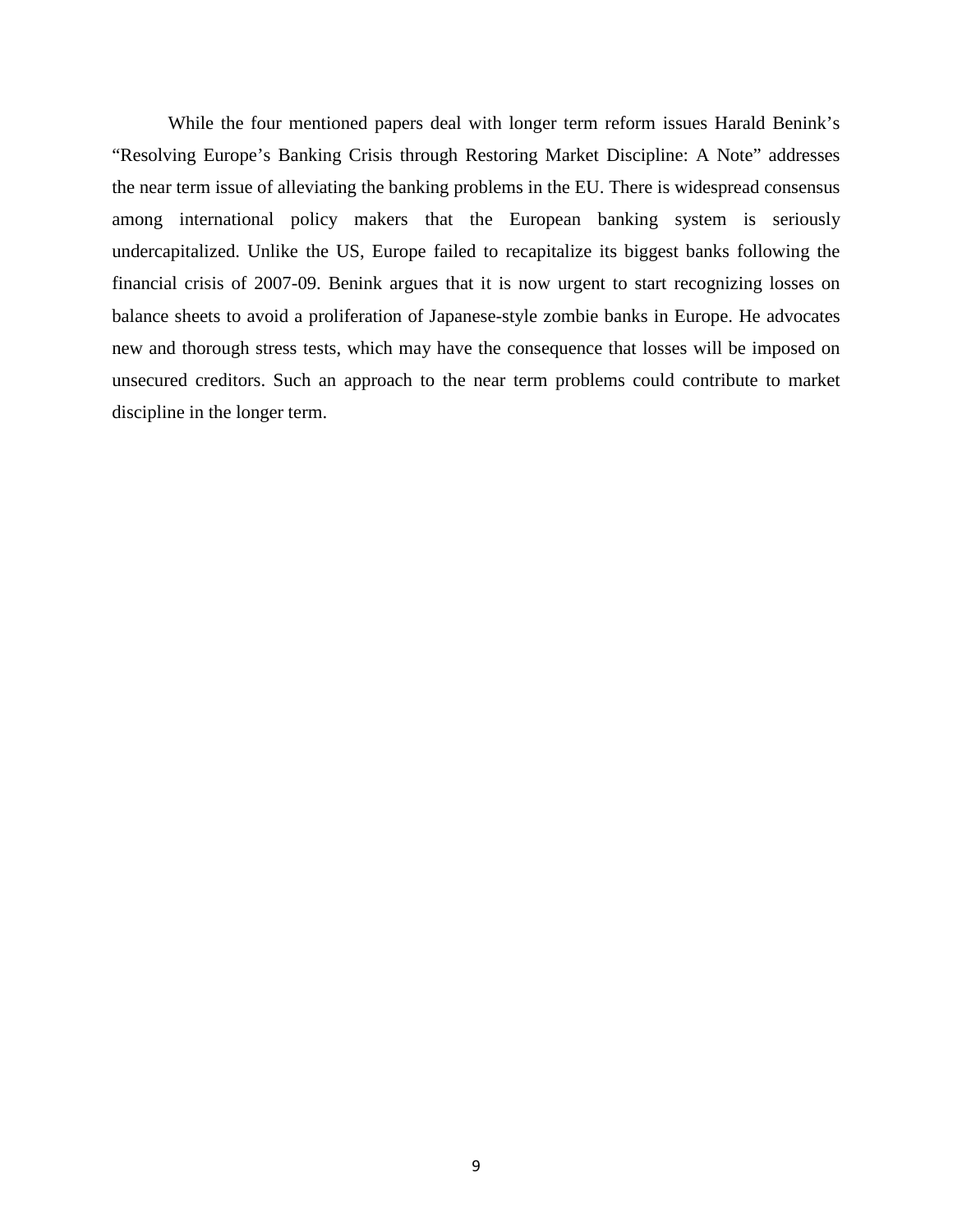While the four mentioned papers deal with longer term reform issues Harald Benink's "Resolving Europe's Banking Crisis through Restoring Market Discipline: A Note" addresses the near term issue of alleviating the banking problems in the EU. There is widespread consensus among international policy makers that the European banking system is seriously undercapitalized. Unlike the US, Europe failed to recapitalize its biggest banks following the financial crisis of 2007-09. Benink argues that it is now urgent to start recognizing losses on balance sheets to avoid a proliferation of Japanese-style zombie banks in Europe. He advocates new and thorough stress tests, which may have the consequence that losses will be imposed on unsecured creditors. Such an approach to the near term problems could contribute to market discipline in the longer term.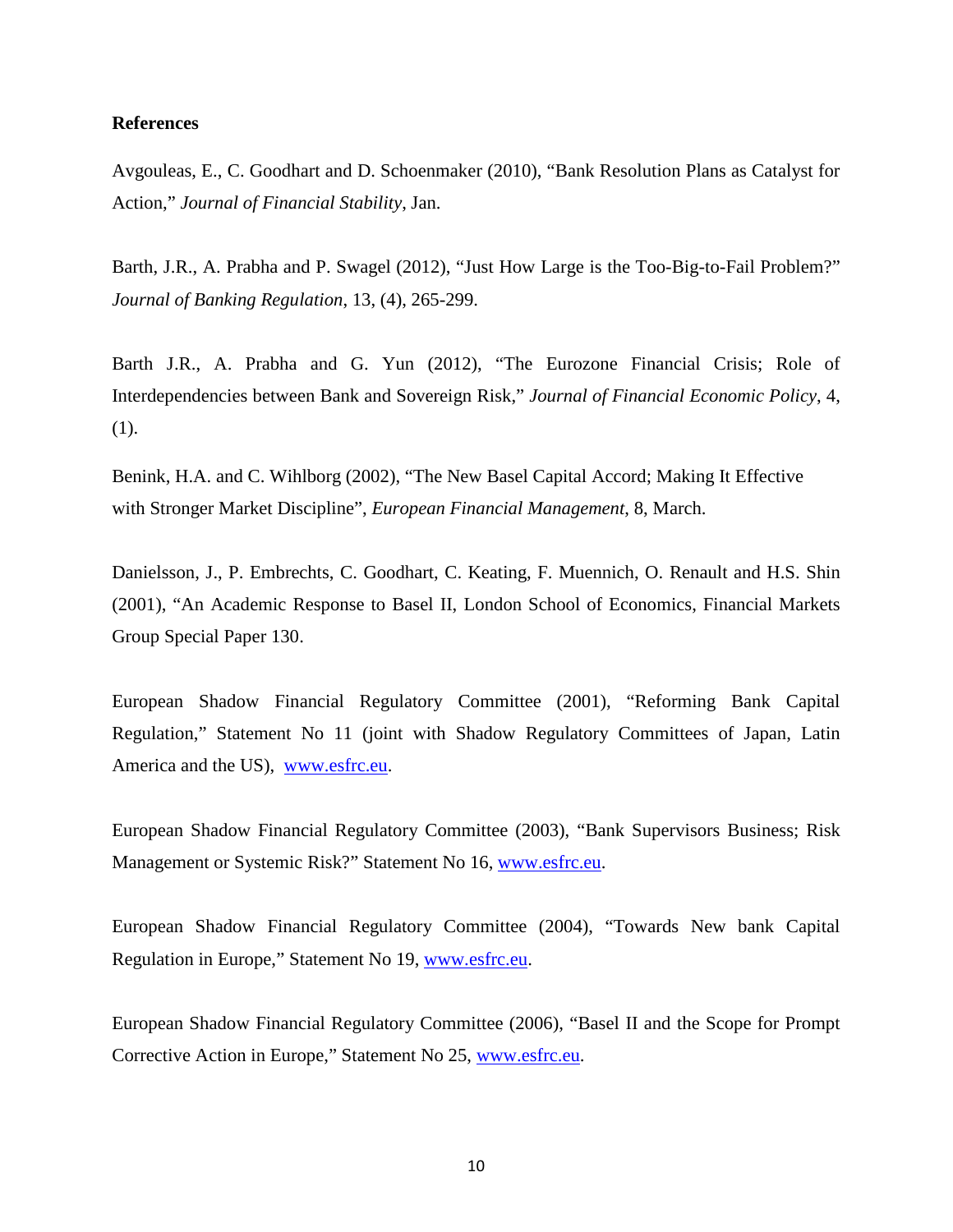**References**

Avgouleas, E., C. Goodhart and D. Schoenmaker (2010), "Bank Resolution Plans as Catalyst for Action," *Journal of Financial Stability*, Jan.

Barth, J.R., A. Prabha and P. Swagel (2012), "Just How Large is the Too-Big-to-Fail Problem?" *Journal of Banking Regulation*, 13, (4), 265-299.

Barth J.R., A. Prabha and G. Yun (2012), "The Eurozone Financial Crisis; Role of Interdependencies between Bank and Sovereign Risk," *Journal of Financial Economic Policy*, 4, (1).

Benink, H.A. and C. Wihlborg (2002), "The New Basel Capital Accord; Making It Effective with Stronger Market Discipline", *European Financial Management*, 8, March.

Danielsson, J., P. Embrechts, C. Goodhart, C. Keating, F. Muennich, O. Renault and H.S. Shin (2001), "An Academic Response to Basel II, London School of Economics, Financial Markets Group Special Paper 130.

European Shadow Financial Regulatory Committee (2001), "Reforming Bank Capital Regulation," Statement No 11 (joint with Shadow Regulatory Committees of Japan, Latin America and the US), www.esfrc.eu.

European Shadow Financial Regulatory Committee (2003), "Bank Supervisors Business; Risk Management or Systemic Risk?" Statement No 16, www.esfrc.eu.

European Shadow Financial Regulatory Committee (2004), "Towards New bank Capital Regulation in Europe," Statement No 19, www.esfrc.eu.

European Shadow Financial Regulatory Committee (2006), "Basel II and the Scope for Prompt Corrective Action in Europe," Statement No 25, www.esfrc.eu.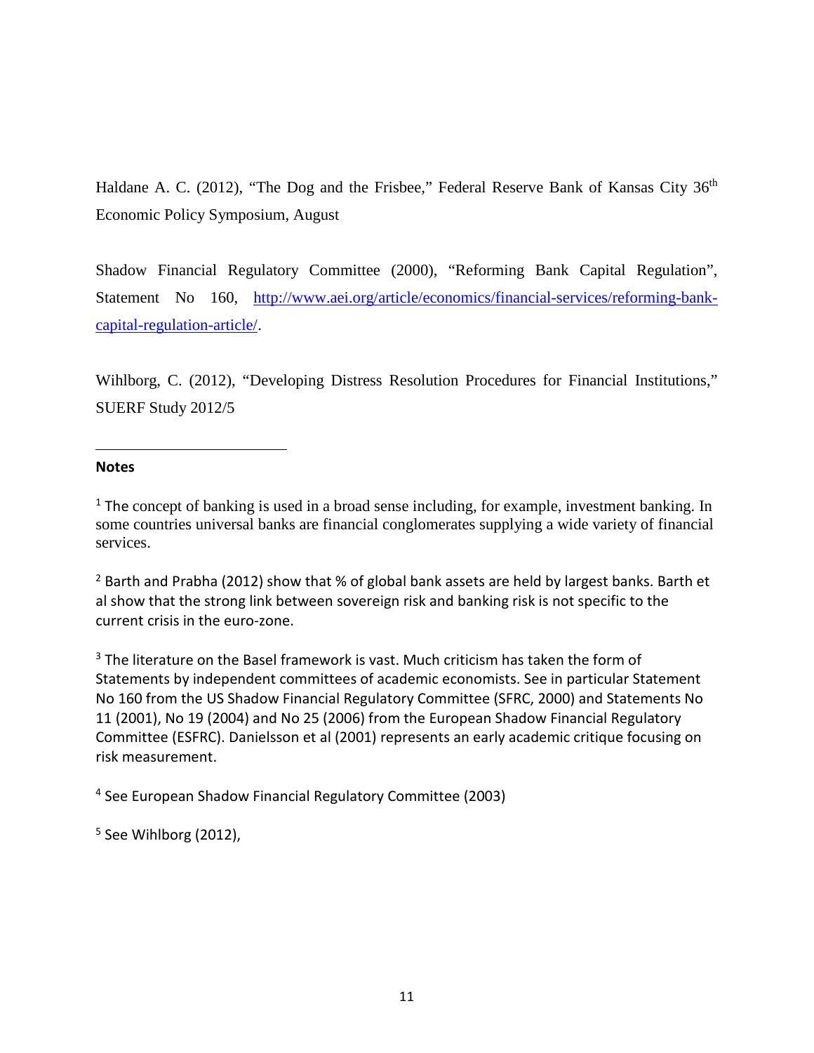Haldane A. C. (2012), "The Dog and the Frisbee," Federal Reserve Bank of Kansas City 36th Economic Policy Symposium, August

Shadow Financial Regulatory Committee (2000), "Reforming Bank Capital Regulation", Statement No 160, http://www.aei.org/article/economics/financial-services/reforming-bank-capital-regulation-article/.

Wihlborg, C. (2012), "Developing Distress Resolution Procedures for Financial Institutions," SUERF Study 2012/5

---

**Notes**

[1] The concept of banking is used in a broad sense including, for example, investment banking. In some countries universal banks are financial conglomerates supplying a wide variety of financial services.

[2] Barth and Prabha (2012) show that % of global bank assets are held by largest banks. Barth et al show that the strong link between sovereign risk and banking risk is not specific to the current crisis in the euro-zone.

[3] The literature on the Basel framework is vast. Much criticism has taken the form of Statements by independent committees of academic economists. See in particular Statement No 160 from the US Shadow Financial Regulatory Committee (SFRC, 2000) and Statements No 11 (2001), No 19 (2004) and No 25 (2006) from the European Shadow Financial Regulatory Committee (ESFRC). Danielsson et al (2001) represents an early academic critique focusing on risk measurement.

[4] See European Shadow Financial Regulatory Committee (2003)

[5] See Wihlborg (2012),